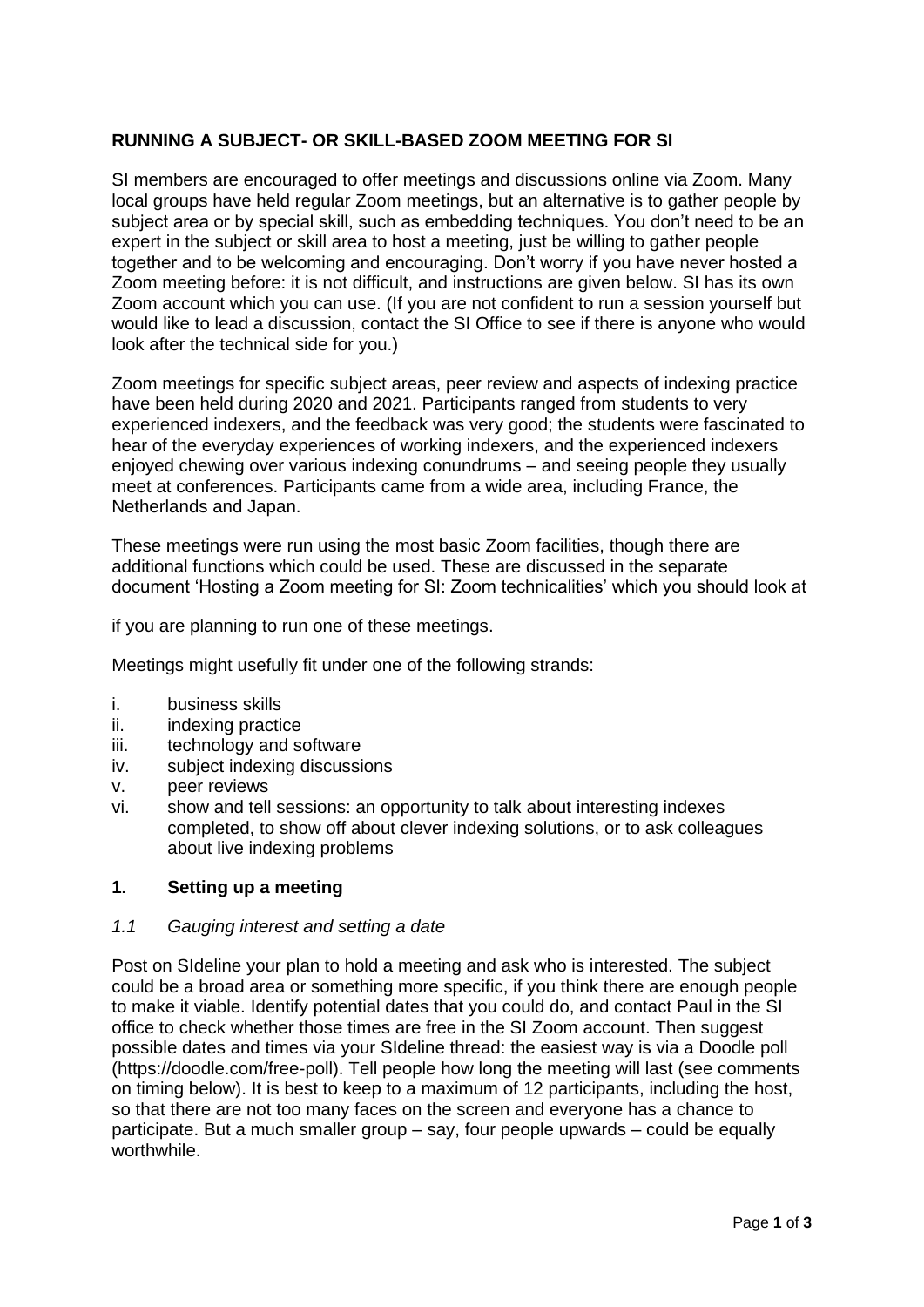**RUNNING A SUBJECT- OR SKILL-BASED ZOOM MEETING FOR SI**

SI members are encouraged to offer meetings and discussions online via Zoom. Many local groups have held regular Zoom meetings, but an alternative is to gather people by subject area or by special skill, such as embedding techniques. You don't need to be an expert in the subject or skill area to host a meeting, just be willing to gather people together and to be welcoming and encouraging. Don't worry if you have never hosted a Zoom meeting before: it is not difficult, and instructions are given below. SI has its own Zoom account which you can use. (If you are not confident to run a session yourself but would like to lead a discussion, contact the SI Office to see if there is anyone who would look after the technical side for you.)

Zoom meetings for specific subject areas, peer review and aspects of indexing practice have been held during 2020 and 2021. Participants ranged from students to very experienced indexers, and the feedback was very good; the students were fascinated to hear of the everyday experiences of working indexers, and the experienced indexers enjoyed chewing over various indexing conundrums – and seeing people they usually meet at conferences. Participants came from a wide area, including France, the Netherlands and Japan.

These meetings were run using the most basic Zoom facilities, though there are additional functions which could be used. These are discussed in the separate document 'Hosting a Zoom meeting for SI: Zoom technicalities' which you should look at if you are planning to run one of these meetings.

Meetings might usefully fit under one of the following strands:

i. business skills
ii. indexing practice
iii. technology and software
iv. subject indexing discussions
v. peer reviews
vi. show and tell sessions: an opportunity to talk about interesting indexes completed, to show off about clever indexing solutions, or to ask colleagues about live indexing problems

## 1. Setting up a meeting

### *1.1 Gauging interest and setting a date*

Post on SIdeline your plan to hold a meeting and ask who is interested. The subject could be a broad area or something more specific, if you think there are enough people to make it viable. Identify potential dates that you could do, and contact Paul in the SI office to check whether those times are free in the SI Zoom account. Then suggest possible dates and times via your SIdeline thread: the easiest way is via a Doodle poll (https://doodle.com/free-poll). Tell people how long the meeting will last (see comments on timing below). It is best to keep to a maximum of 12 participants, including the host, so that there are not too many faces on the screen and everyone has a chance to participate. But a much smaller group – say, four people upwards – could be equally worthwhile.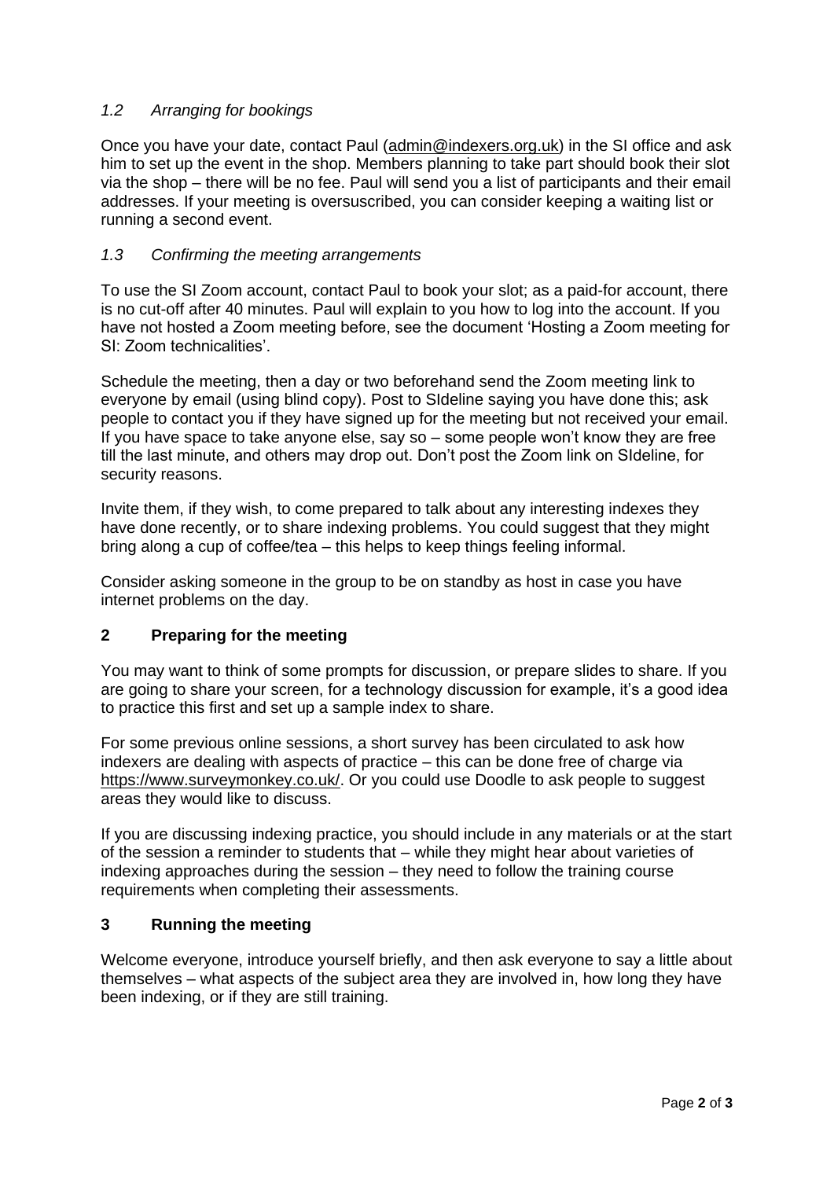### *1.2 Arranging for bookings*

Once you have your date, contact Paul (admin@indexers.org.uk) in the SI office and ask him to set up the event in the shop. Members planning to take part should book their slot via the shop – there will be no fee. Paul will send you a list of participants and their email addresses. If your meeting is oversuscribed, you can consider keeping a waiting list or running a second event.

### *1.3 Confirming the meeting arrangements*

To use the SI Zoom account, contact Paul to book your slot; as a paid-for account, there is no cut-off after 40 minutes. Paul will explain to you how to log into the account. If you have not hosted a Zoom meeting before, see the document 'Hosting a Zoom meeting for SI: Zoom technicalities'.

Schedule the meeting, then a day or two beforehand send the Zoom meeting link to everyone by email (using blind copy). Post to SIdeline saying you have done this; ask people to contact you if they have signed up for the meeting but not received your email. If you have space to take anyone else, say so – some people won't know they are free till the last minute, and others may drop out. Don't post the Zoom link on SIdeline, for security reasons.

Invite them, if they wish, to come prepared to talk about any interesting indexes they have done recently, or to share indexing problems. You could suggest that they might bring along a cup of coffee/tea – this helps to keep things feeling informal.

Consider asking someone in the group to be on standby as host in case you have internet problems on the day.

## 2 Preparing for the meeting

You may want to think of some prompts for discussion, or prepare slides to share. If you are going to share your screen, for a technology discussion for example, it's a good idea to practice this first and set up a sample index to share.

For some previous online sessions, a short survey has been circulated to ask how indexers are dealing with aspects of practice – this can be done free of charge via https://www.surveymonkey.co.uk/. Or you could use Doodle to ask people to suggest areas they would like to discuss.

If you are discussing indexing practice, you should include in any materials or at the start of the session a reminder to students that – while they might hear about varieties of indexing approaches during the session – they need to follow the training course requirements when completing their assessments.

## 3 Running the meeting

Welcome everyone, introduce yourself briefly, and then ask everyone to say a little about themselves – what aspects of the subject area they are involved in, how long they have been indexing, or if they are still training.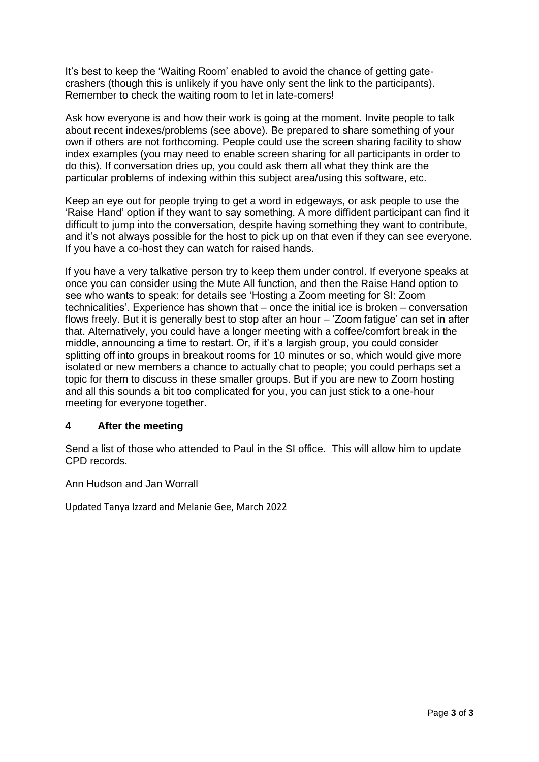It's best to keep the 'Waiting Room' enabled to avoid the chance of getting gate-crashers (though this is unlikely if you have only sent the link to the participants). Remember to check the waiting room to let in late-comers!

Ask how everyone is and how their work is going at the moment. Invite people to talk about recent indexes/problems (see above). Be prepared to share something of your own if others are not forthcoming. People could use the screen sharing facility to show index examples (you may need to enable screen sharing for all participants in order to do this). If conversation dries up, you could ask them all what they think are the particular problems of indexing within this subject area/using this software, etc.

Keep an eye out for people trying to get a word in edgeways, or ask people to use the 'Raise Hand' option if they want to say something. A more diffident participant can find it difficult to jump into the conversation, despite having something they want to contribute, and it's not always possible for the host to pick up on that even if they can see everyone. If you have a co-host they can watch for raised hands.

If you have a very talkative person try to keep them under control. If everyone speaks at once you can consider using the Mute All function, and then the Raise Hand option to see who wants to speak: for details see 'Hosting a Zoom meeting for SI: Zoom technicalities'. Experience has shown that – once the initial ice is broken – conversation flows freely. But it is generally best to stop after an hour – 'Zoom fatigue' can set in after that. Alternatively, you could have a longer meeting with a coffee/comfort break in the middle, announcing a time to restart. Or, if it's a largish group, you could consider splitting off into groups in breakout rooms for 10 minutes or so, which would give more isolated or new members a chance to actually chat to people; you could perhaps set a topic for them to discuss in these smaller groups. But if you are new to Zoom hosting and all this sounds a bit too complicated for you, you can just stick to a one-hour meeting for everyone together.

## 4 After the meeting

Send a list of those who attended to Paul in the SI office. This will allow him to update CPD records.

Ann Hudson and Jan Worrall

Updated Tanya Izzard and Melanie Gee, March 2022